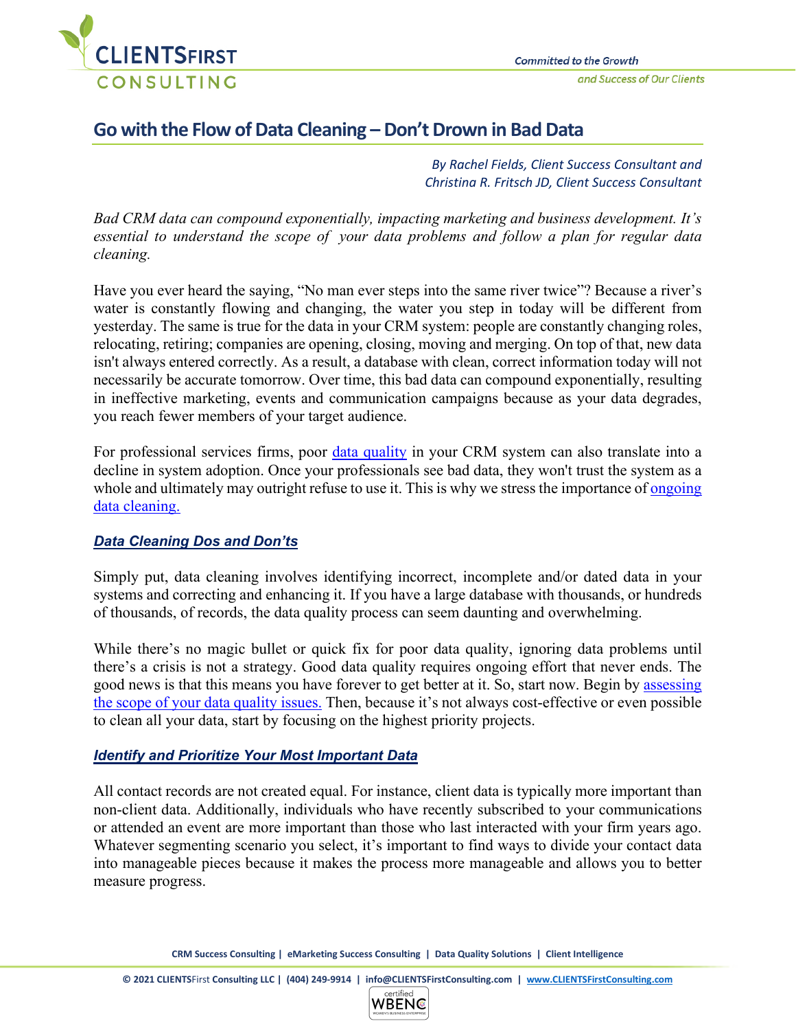# Go with the Flow of Data Cleaning – Don't Drown in Bad Data

*By Rachel Fields, Client Success Consultant and Christina R. Fritsch JD, Client Success Consultant*

*Bad CRM data can compound exponentially, impacting marketing and business development. It's essential to understand the scope of your data problems and follow a plan for regular data cleaning.*

Have you ever heard the saying, "No man ever steps into the same river twice"? Because a river's water is constantly flowing and changing, the water you step in today will be different from yesterday. The same is true for the data in your CRM system: people are constantly changing roles, relocating, retiring; companies are opening, closing, moving and merging. On top of that, new data isn't always entered correctly. As a result, a database with clean, correct information today will not necessarily be accurate tomorrow. Over time, this bad data can compound exponentially, resulting in ineffective marketing, events and communication campaigns because as your data degrades, you reach fewer members of your target audience.

For professional services firms, poor data quality in your CRM system can also translate into a decline in system adoption. Once your professionals see bad data, they won't trust the system as a whole and ultimately may outright refuse to use it. This is why we stress the importance of ongoing data cleaning.

## Data Cleaning Dos and Don'ts

Simply put, data cleaning involves identifying incorrect, incomplete and/or dated data in your systems and correcting and enhancing it. If you have a large database with thousands, or hundreds of thousands, of records, the data quality process can seem daunting and overwhelming.

While there's no magic bullet or quick fix for poor data quality, ignoring data problems until there's a crisis is not a strategy. Good data quality requires ongoing effort that never ends. The good news is that this means you have forever to get better at it. So, start now. Begin by assessing the scope of your data quality issues. Then, because it's not always cost-effective or even possible to clean all your data, start by focusing on the highest priority projects.

## Identify and Prioritize Your Most Important Data

All contact records are not created equal. For instance, client data is typically more important than non-client data. Additionally, individuals who have recently subscribed to your communications or attended an event are more important than those who last interacted with your firm years ago. Whatever segmenting scenario you select, it's important to find ways to divide your contact data into manageable pieces because it makes the process more manageable and allows you to better measure progress.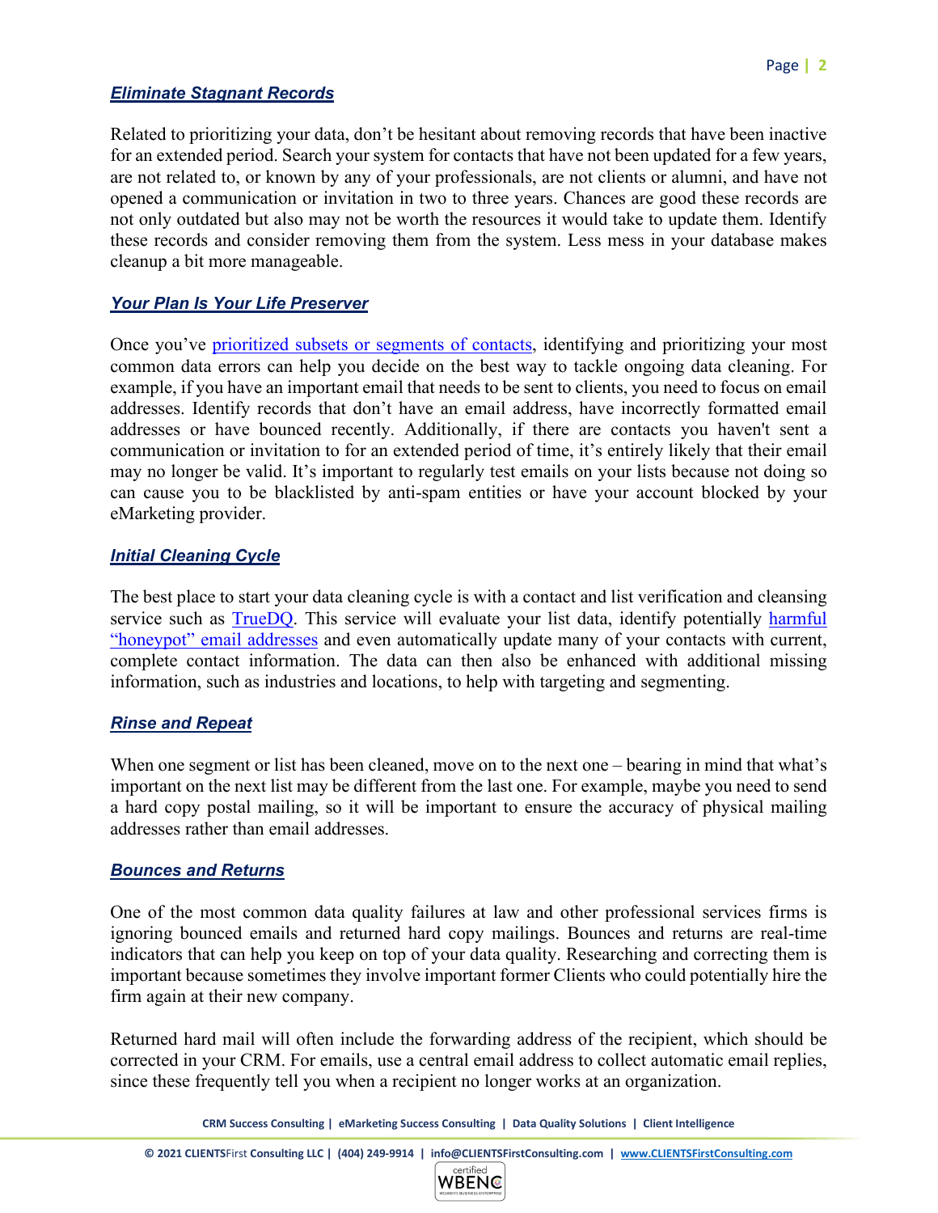### ***Eliminate Stagnant Records***

Related to prioritizing your data, don't be hesitant about removing records that have been inactive for an extended period. Search your system for contacts that have not been updated for a few years, are not related to, or known by any of your professionals, are not clients or alumni, and have not opened a communication or invitation in two to three years. Chances are good these records are not only outdated but also may not be worth the resources it would take to update them. Identify these records and consider removing them from the system. Less mess in your database makes cleanup a bit more manageable.

### ***Your Plan Is Your Life Preserver***

Once you've prioritized subsets or segments of contacts, identifying and prioritizing your most common data errors can help you decide on the best way to tackle ongoing data cleaning. For example, if you have an important email that needs to be sent to clients, you need to focus on email addresses. Identify records that don't have an email address, have incorrectly formatted email addresses or have bounced recently. Additionally, if there are contacts you haven't sent a communication or invitation to for an extended period of time, it's entirely likely that their email may no longer be valid. It's important to regularly test emails on your lists because not doing so can cause you to be blacklisted by anti-spam entities or have your account blocked by your eMarketing provider.

### ***Initial Cleaning Cycle***

The best place to start your data cleaning cycle is with a contact and list verification and cleansing service such as TrueDQ. This service will evaluate your list data, identify potentially harmful "honeypot" email addresses and even automatically update many of your contacts with current, complete contact information. The data can then also be enhanced with additional missing information, such as industries and locations, to help with targeting and segmenting.

### ***Rinse and Repeat***

When one segment or list has been cleaned, move on to the next one – bearing in mind that what's important on the next list may be different from the last one. For example, maybe you need to send a hard copy postal mailing, so it will be important to ensure the accuracy of physical mailing addresses rather than email addresses.

### ***Bounces and Returns***

One of the most common data quality failures at law and other professional services firms is ignoring bounced emails and returned hard copy mailings. Bounces and returns are real-time indicators that can help you keep on top of your data quality. Researching and correcting them is important because sometimes they involve important former Clients who could potentially hire the firm again at their new company.

Returned hard mail will often include the forwarding address of the recipient, which should be corrected in your CRM. For emails, use a central email address to collect automatic email replies, since these frequently tell you when a recipient no longer works at an organization.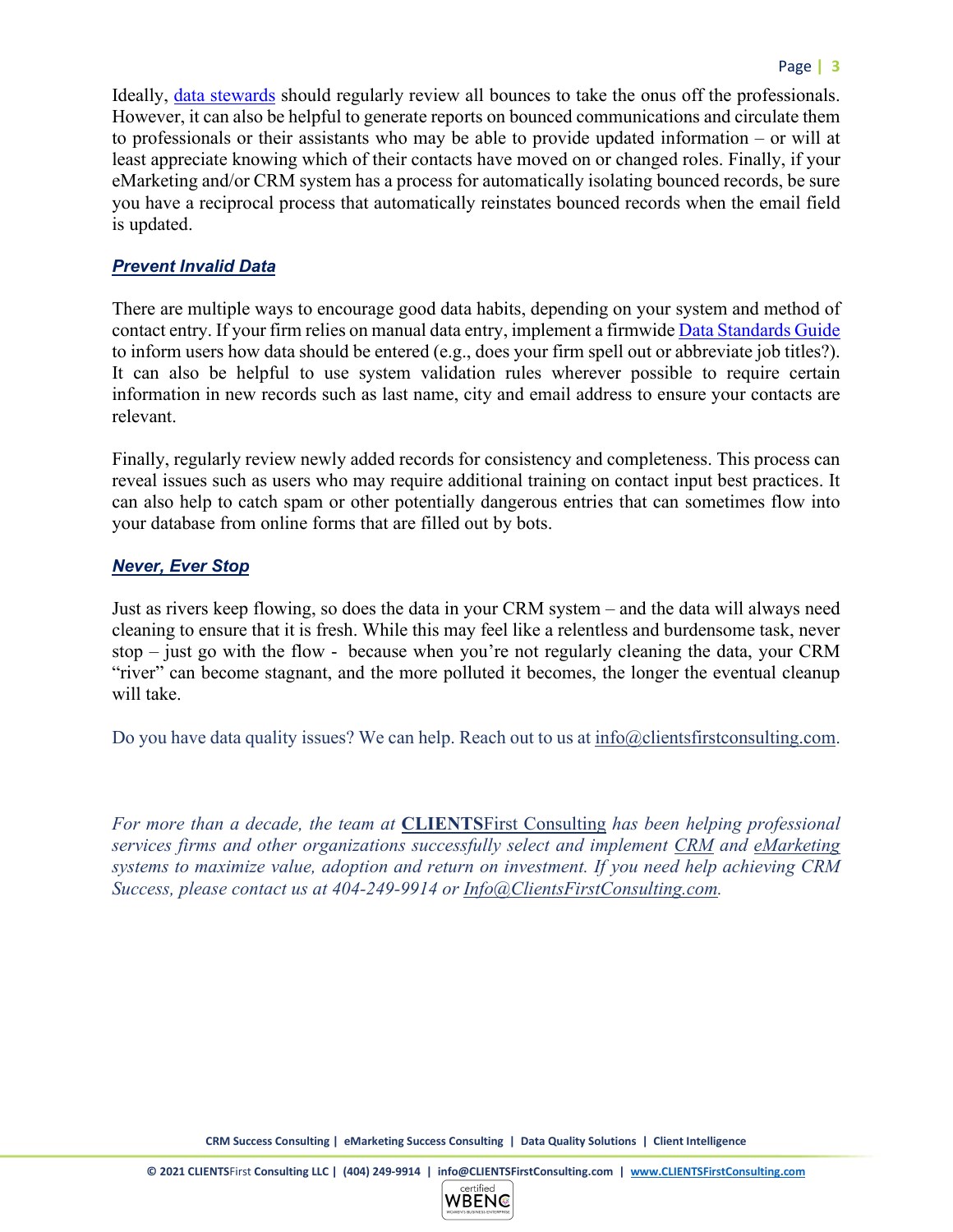Ideally, data stewards should regularly review all bounces to take the onus off the professionals. However, it can also be helpful to generate reports on bounced communications and circulate them to professionals or their assistants who may be able to provide updated information – or will at least appreciate knowing which of their contacts have moved on or changed roles. Finally, if your eMarketing and/or CRM system has a process for automatically isolating bounced records, be sure you have a reciprocal process that automatically reinstates bounced records when the email field is updated.

### ***Prevent Invalid Data***

There are multiple ways to encourage good data habits, depending on your system and method of contact entry. If your firm relies on manual data entry, implement a firmwide Data Standards Guide to inform users how data should be entered (e.g., does your firm spell out or abbreviate job titles?). It can also be helpful to use system validation rules wherever possible to require certain information in new records such as last name, city and email address to ensure your contacts are relevant.

Finally, regularly review newly added records for consistency and completeness. This process can reveal issues such as users who may require additional training on contact input best practices. It can also help to catch spam or other potentially dangerous entries that can sometimes flow into your database from online forms that are filled out by bots.

### ***Never, Ever Stop***

Just as rivers keep flowing, so does the data in your CRM system – and the data will always need cleaning to ensure that it is fresh. While this may feel like a relentless and burdensome task, never stop – just go with the flow - because when you're not regularly cleaning the data, your CRM "river" can become stagnant, and the more polluted it becomes, the longer the eventual cleanup will take.

Do you have data quality issues? We can help. Reach out to us at info@clientsfirstconsulting.com.

*For more than a decade, the team at* **CLIENTS**First Consulting *has been helping professional services firms and other organizations successfully select and implement CRM and eMarketing systems to maximize value, adoption and return on investment. If you need help achieving CRM Success, please contact us at 404-249-9914 or Info@ClientsFirstConsulting.com.*